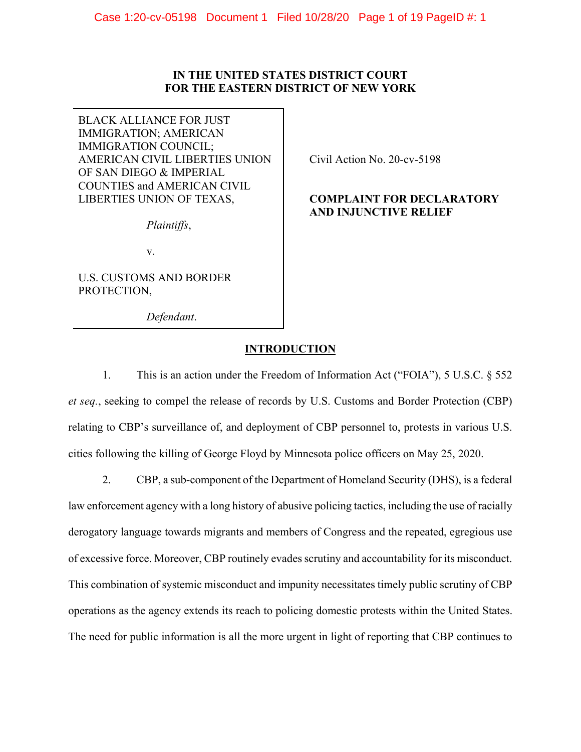**IN THE UNITED STATES DISTRICT COURT**
**FOR THE EASTERN DISTRICT OF NEW YORK**

| | |
|---|---|
| BLACK ALLIANCE FOR JUST IMMIGRATION; AMERICAN IMMIGRATION COUNCIL; AMERICAN CIVIL LIBERTIES UNION OF SAN DIEGO & IMPERIAL COUNTIES and AMERICAN CIVIL LIBERTIES UNION OF TEXAS, *Plaintiffs*, v. U.S. CUSTOMS AND BORDER PROTECTION, *Defendant*. | Civil Action No. 20-cv-5198 **COMPLAINT FOR DECLARATORY AND INJUNCTIVE RELIEF** |

## INTRODUCTION

1. This is an action under the Freedom of Information Act ("FOIA"), 5 U.S.C. § 552 *et seq.*, seeking to compel the release of records by U.S. Customs and Border Protection (CBP) relating to CBP's surveillance of, and deployment of CBP personnel to, protests in various U.S. cities following the killing of George Floyd by Minnesota police officers on May 25, 2020.

2. CBP, a sub-component of the Department of Homeland Security (DHS), is a federal law enforcement agency with a long history of abusive policing tactics, including the use of racially derogatory language towards migrants and members of Congress and the repeated, egregious use of excessive force. Moreover, CBP routinely evades scrutiny and accountability for its misconduct. This combination of systemic misconduct and impunity necessitates timely public scrutiny of CBP operations as the agency extends its reach to policing domestic protests within the United States. The need for public information is all the more urgent in light of reporting that CBP continues to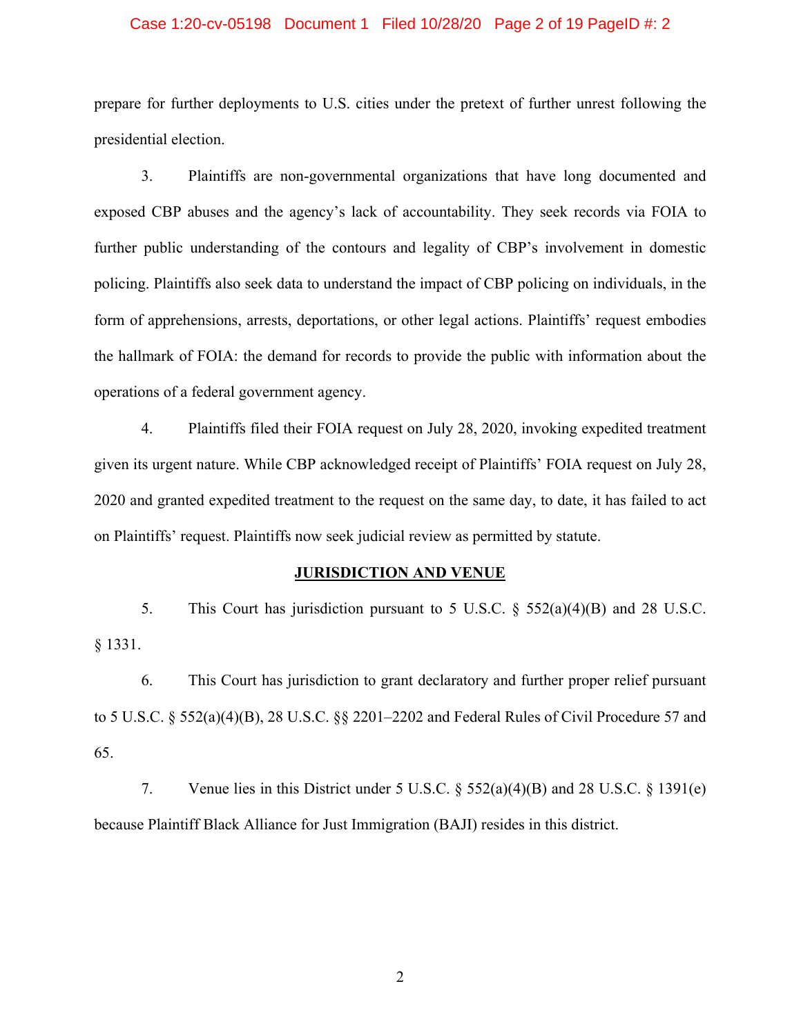prepare for further deployments to U.S. cities under the pretext of further unrest following the presidential election.

3. Plaintiffs are non-governmental organizations that have long documented and exposed CBP abuses and the agency's lack of accountability. They seek records via FOIA to further public understanding of the contours and legality of CBP's involvement in domestic policing. Plaintiffs also seek data to understand the impact of CBP policing on individuals, in the form of apprehensions, arrests, deportations, or other legal actions. Plaintiffs' request embodies the hallmark of FOIA: the demand for records to provide the public with information about the operations of a federal government agency.

4. Plaintiffs filed their FOIA request on July 28, 2020, invoking expedited treatment given its urgent nature. While CBP acknowledged receipt of Plaintiffs' FOIA request on July 28, 2020 and granted expedited treatment to the request on the same day, to date, it has failed to act on Plaintiffs' request. Plaintiffs now seek judicial review as permitted by statute.

## JURISDICTION AND VENUE

5. This Court has jurisdiction pursuant to 5 U.S.C. § 552(a)(4)(B) and 28 U.S.C. § 1331.

6. This Court has jurisdiction to grant declaratory and further proper relief pursuant to 5 U.S.C. § 552(a)(4)(B), 28 U.S.C. §§ 2201–2202 and Federal Rules of Civil Procedure 57 and 65.

7. Venue lies in this District under 5 U.S.C. § 552(a)(4)(B) and 28 U.S.C. § 1391(e) because Plaintiff Black Alliance for Just Immigration (BAJI) resides in this district.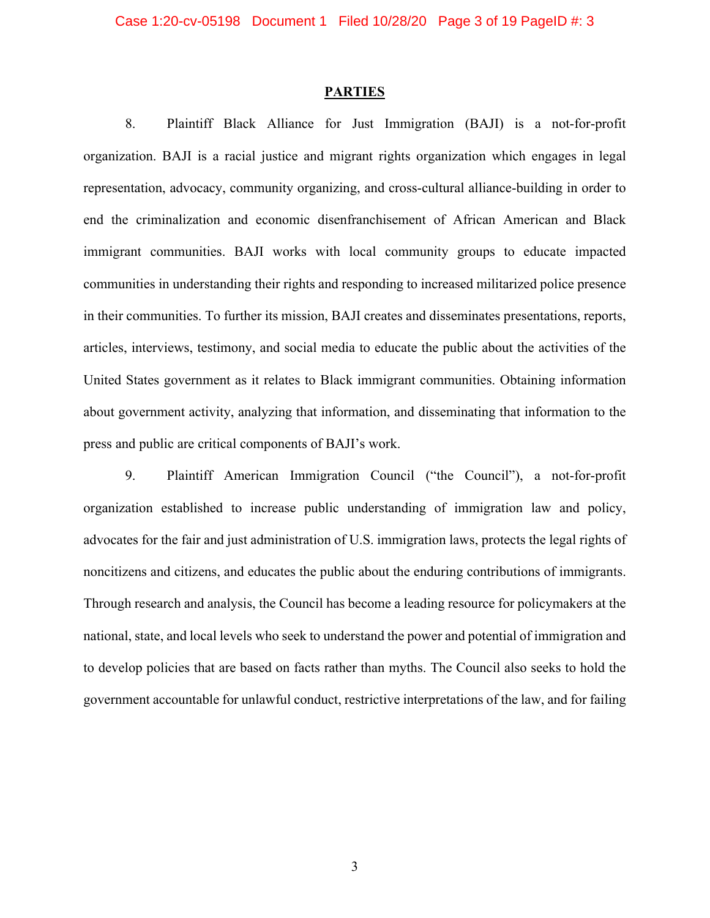## PARTIES

8. Plaintiff Black Alliance for Just Immigration (BAJI) is a not-for-profit organization. BAJI is a racial justice and migrant rights organization which engages in legal representation, advocacy, community organizing, and cross-cultural alliance-building in order to end the criminalization and economic disenfranchisement of African American and Black immigrant communities. BAJI works with local community groups to educate impacted communities in understanding their rights and responding to increased militarized police presence in their communities. To further its mission, BAJI creates and disseminates presentations, reports, articles, interviews, testimony, and social media to educate the public about the activities of the United States government as it relates to Black immigrant communities. Obtaining information about government activity, analyzing that information, and disseminating that information to the press and public are critical components of BAJI's work.

9. Plaintiff American Immigration Council ("the Council"), a not-for-profit organization established to increase public understanding of immigration law and policy, advocates for the fair and just administration of U.S. immigration laws, protects the legal rights of noncitizens and citizens, and educates the public about the enduring contributions of immigrants. Through research and analysis, the Council has become a leading resource for policymakers at the national, state, and local levels who seek to understand the power and potential of immigration and to develop policies that are based on facts rather than myths. The Council also seeks to hold the government accountable for unlawful conduct, restrictive interpretations of the law, and for failing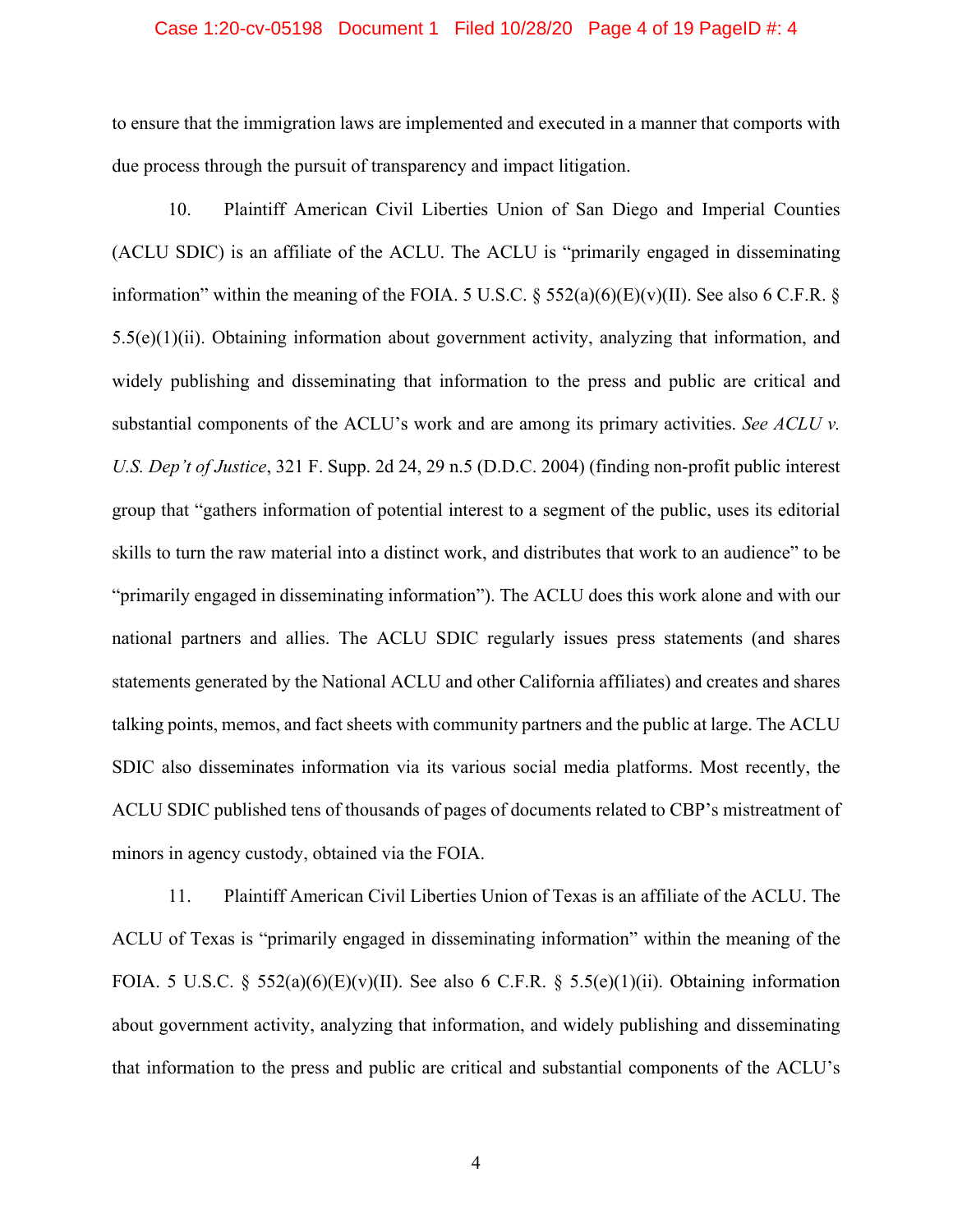to ensure that the immigration laws are implemented and executed in a manner that comports with due process through the pursuit of transparency and impact litigation.

10. Plaintiff American Civil Liberties Union of San Diego and Imperial Counties (ACLU SDIC) is an affiliate of the ACLU. The ACLU is "primarily engaged in disseminating information" within the meaning of the FOIA. 5 U.S.C. § 552(a)(6)(E)(v)(II). See also 6 C.F.R. § 5.5(e)(1)(ii). Obtaining information about government activity, analyzing that information, and widely publishing and disseminating that information to the press and public are critical and substantial components of the ACLU's work and are among its primary activities. *See ACLU v. U.S. Dep't of Justice*, 321 F. Supp. 2d 24, 29 n.5 (D.D.C. 2004) (finding non-profit public interest group that "gathers information of potential interest to a segment of the public, uses its editorial skills to turn the raw material into a distinct work, and distributes that work to an audience" to be "primarily engaged in disseminating information"). The ACLU does this work alone and with our national partners and allies. The ACLU SDIC regularly issues press statements (and shares statements generated by the National ACLU and other California affiliates) and creates and shares talking points, memos, and fact sheets with community partners and the public at large. The ACLU SDIC also disseminates information via its various social media platforms. Most recently, the ACLU SDIC published tens of thousands of pages of documents related to CBP's mistreatment of minors in agency custody, obtained via the FOIA.

11. Plaintiff American Civil Liberties Union of Texas is an affiliate of the ACLU. The ACLU of Texas is "primarily engaged in disseminating information" within the meaning of the FOIA. 5 U.S.C. § 552(a)(6)(E)(v)(II). See also 6 C.F.R. § 5.5(e)(1)(ii). Obtaining information about government activity, analyzing that information, and widely publishing and disseminating that information to the press and public are critical and substantial components of the ACLU's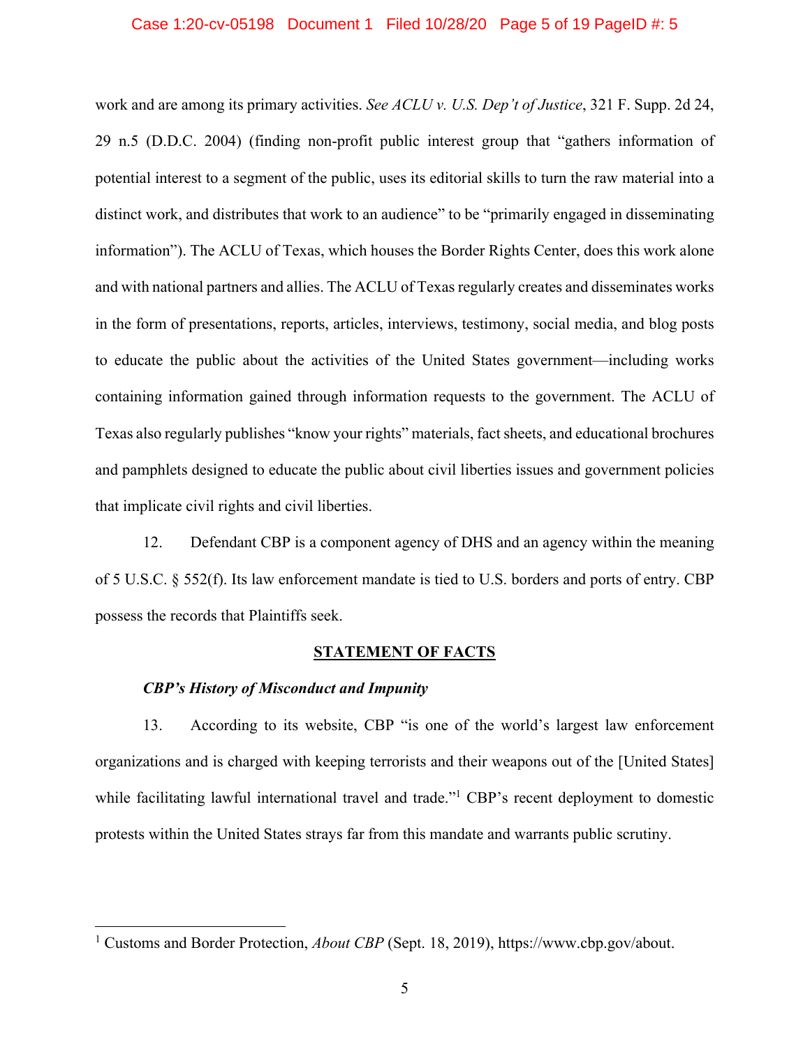work and are among its primary activities. *See ACLU v. U.S. Dep't of Justice*, 321 F. Supp. 2d 24, 29 n.5 (D.D.C. 2004) (finding non-profit public interest group that "gathers information of potential interest to a segment of the public, uses its editorial skills to turn the raw material into a distinct work, and distributes that work to an audience" to be "primarily engaged in disseminating information"). The ACLU of Texas, which houses the Border Rights Center, does this work alone and with national partners and allies. The ACLU of Texas regularly creates and disseminates works in the form of presentations, reports, articles, interviews, testimony, social media, and blog posts to educate the public about the activities of the United States government—including works containing information gained through information requests to the government. The ACLU of Texas also regularly publishes "know your rights" materials, fact sheets, and educational brochures and pamphlets designed to educate the public about civil liberties issues and government policies that implicate civil rights and civil liberties.

12. Defendant CBP is a component agency of DHS and an agency within the meaning of 5 U.S.C. § 552(f). Its law enforcement mandate is tied to U.S. borders and ports of entry. CBP possess the records that Plaintiffs seek.

## STATEMENT OF FACTS

### *CBP's History of Misconduct and Impunity*

13. According to its website, CBP "is one of the world's largest law enforcement organizations and is charged with keeping terrorists and their weapons out of the [United States] while facilitating lawful international travel and trade."[1] CBP's recent deployment to domestic protests within the United States strays far from this mandate and warrants public scrutiny.

---

[1] Customs and Border Protection, *About CBP* (Sept. 18, 2019), https://www.cbp.gov/about.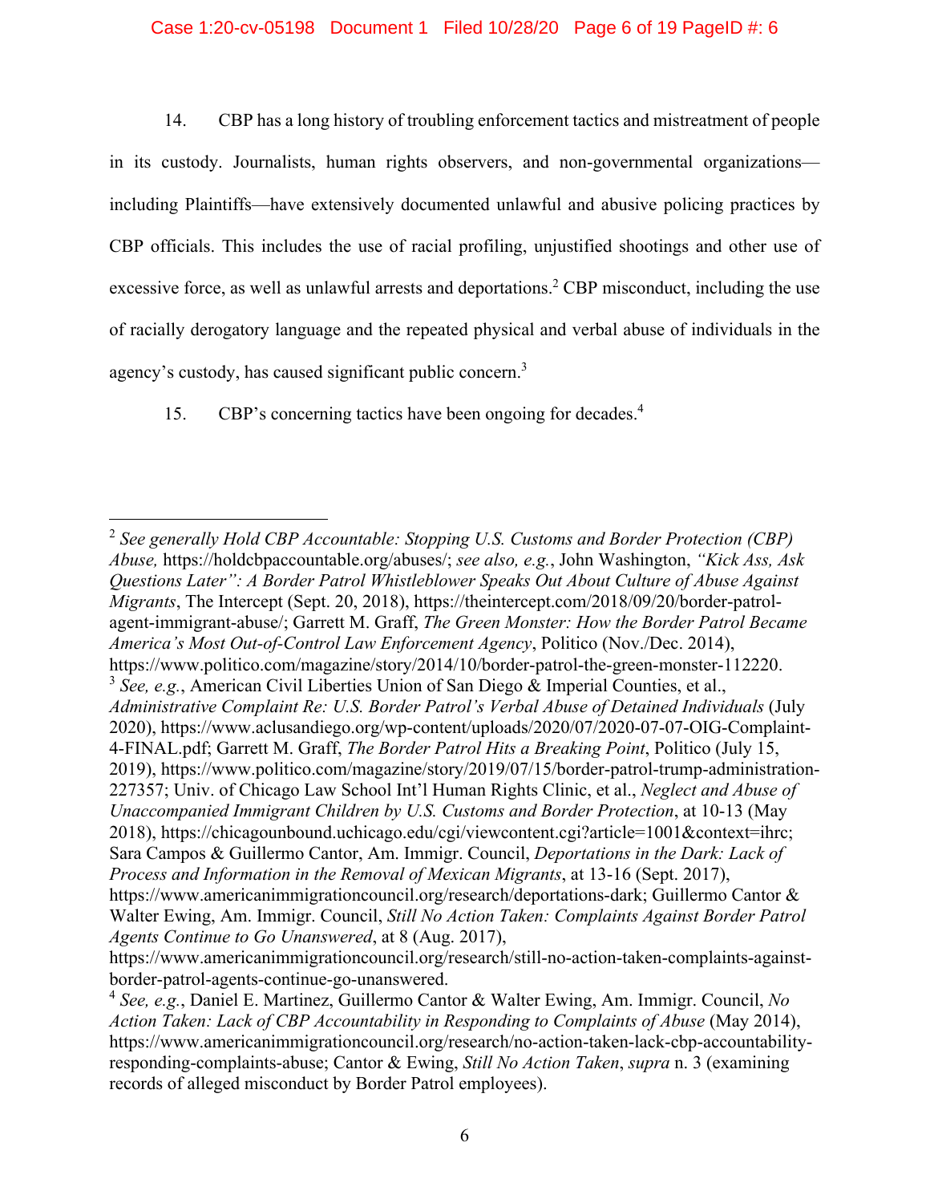14. CBP has a long history of troubling enforcement tactics and mistreatment of people in its custody. Journalists, human rights observers, and non-governmental organizations—including Plaintiffs—have extensively documented unlawful and abusive policing practices by CBP officials. This includes the use of racial profiling, unjustified shootings and other use of excessive force, as well as unlawful arrests and deportations.[2] CBP misconduct, including the use of racially derogatory language and the repeated physical and verbal abuse of individuals in the agency's custody, has caused significant public concern.[3]

15. CBP's concerning tactics have been ongoing for decades.[4]

---

[2] *See generally Hold CBP Accountable: Stopping U.S. Customs and Border Protection (CBP) Abuse,* https://holdcbpaccountable.org/abuses/; *see also, e.g.*, John Washington, *"Kick Ass, Ask Questions Later": A Border Patrol Whistleblower Speaks Out About Culture of Abuse Against Migrants*, The Intercept (Sept. 20, 2018), https://theintercept.com/2018/09/20/border-patrol-agent-immigrant-abuse/; Garrett M. Graff, *The Green Monster: How the Border Patrol Became America's Most Out-of-Control Law Enforcement Agency*, Politico (Nov./Dec. 2014), https://www.politico.com/magazine/story/2014/10/border-patrol-the-green-monster-112220.

[3] *See, e.g.*, American Civil Liberties Union of San Diego & Imperial Counties, et al., *Administrative Complaint Re: U.S. Border Patrol's Verbal Abuse of Detained Individuals* (July 2020), https://www.aclusandiego.org/wp-content/uploads/2020/07/2020-07-07-OIG-Complaint-4-FINAL.pdf; Garrett M. Graff, *The Border Patrol Hits a Breaking Point*, Politico (July 15, 2019), https://www.politico.com/magazine/story/2019/07/15/border-patrol-trump-administration-227357; Univ. of Chicago Law School Int'l Human Rights Clinic, et al., *Neglect and Abuse of Unaccompanied Immigrant Children by U.S. Customs and Border Protection*, at 10-13 (May 2018), https://chicagounbound.uchicago.edu/cgi/viewcontent.cgi?article=1001&context=ihrc; Sara Campos & Guillermo Cantor, Am. Immigr. Council, *Deportations in the Dark: Lack of Process and Information in the Removal of Mexican Migrants*, at 13-16 (Sept. 2017), https://www.americanimmigrationcouncil.org/research/deportations-dark; Guillermo Cantor & Walter Ewing, Am. Immigr. Council, *Still No Action Taken: Complaints Against Border Patrol Agents Continue to Go Unanswered*, at 8 (Aug. 2017), https://www.americanimmigrationcouncil.org/research/still-no-action-taken-complaints-against-border-patrol-agents-continue-go-unanswered.

[4] *See, e.g.*, Daniel E. Martinez, Guillermo Cantor & Walter Ewing, Am. Immigr. Council, *No Action Taken: Lack of CBP Accountability in Responding to Complaints of Abuse* (May 2014), https://www.americanimmigrationcouncil.org/research/no-action-taken-lack-cbp-accountability-responding-complaints-abuse; Cantor & Ewing, *Still No Action Taken*, *supra* n. 3 (examining records of alleged misconduct by Border Patrol employees).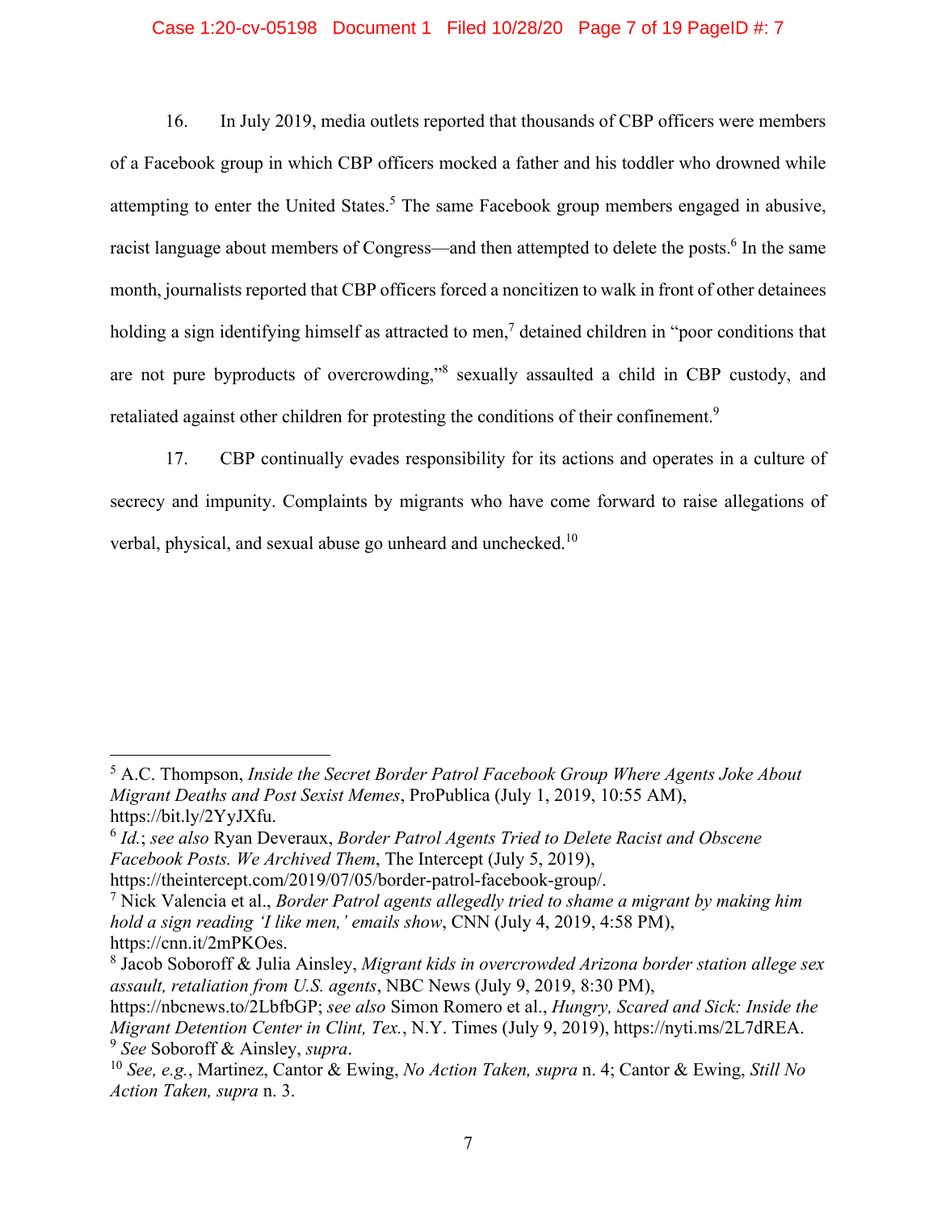16. In July 2019, media outlets reported that thousands of CBP officers were members of a Facebook group in which CBP officers mocked a father and his toddler who drowned while attempting to enter the United States.[5] The same Facebook group members engaged in abusive, racist language about members of Congress—and then attempted to delete the posts.[6] In the same month, journalists reported that CBP officers forced a noncitizen to walk in front of other detainees holding a sign identifying himself as attracted to men,[7] detained children in "poor conditions that are not pure byproducts of overcrowding,"[8] sexually assaulted a child in CBP custody, and retaliated against other children for protesting the conditions of their confinement.[9]

17. CBP continually evades responsibility for its actions and operates in a culture of secrecy and impunity. Complaints by migrants who have come forward to raise allegations of verbal, physical, and sexual abuse go unheard and unchecked.[10]

---

[5] A.C. Thompson, *Inside the Secret Border Patrol Facebook Group Where Agents Joke About Migrant Deaths and Post Sexist Memes*, ProPublica (July 1, 2019, 10:55 AM), https://bit.ly/2YyJXfu.

[6] *Id.*; *see also* Ryan Deveraux, *Border Patrol Agents Tried to Delete Racist and Obscene Facebook Posts. We Archived Them*, The Intercept (July 5, 2019), https://theintercept.com/2019/07/05/border-patrol-facebook-group/.

[7] Nick Valencia et al., *Border Patrol agents allegedly tried to shame a migrant by making him hold a sign reading 'I like men,' emails show*, CNN (July 4, 2019, 4:58 PM), https://cnn.it/2mPKOes.

[8] Jacob Soboroff & Julia Ainsley, *Migrant kids in overcrowded Arizona border station allege sex assault, retaliation from U.S. agents*, NBC News (July 9, 2019, 8:30 PM), https://nbcnews.to/2LbfbGP; *see also* Simon Romero et al., *Hungry, Scared and Sick: Inside the Migrant Detention Center in Clint, Tex.*, N.Y. Times (July 9, 2019), https://nyti.ms/2L7dREA.

[9] *See* Soboroff & Ainsley, *supra*.

[10] *See, e.g.*, Martinez, Cantor & Ewing, *No Action Taken, supra* n. 4; Cantor & Ewing, *Still No Action Taken, supra* n. 3.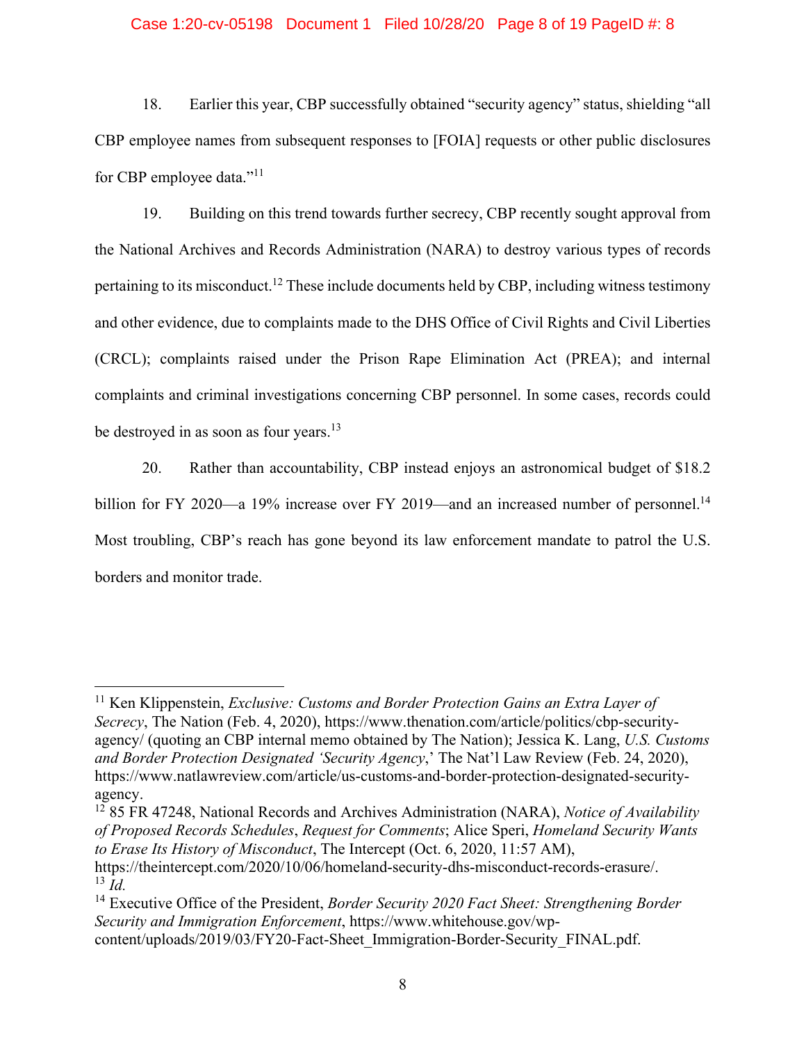18. Earlier this year, CBP successfully obtained "security agency" status, shielding "all CBP employee names from subsequent responses to [FOIA] requests or other public disclosures for CBP employee data."[11]

19. Building on this trend towards further secrecy, CBP recently sought approval from the National Archives and Records Administration (NARA) to destroy various types of records pertaining to its misconduct.[12] These include documents held by CBP, including witness testimony and other evidence, due to complaints made to the DHS Office of Civil Rights and Civil Liberties (CRCL); complaints raised under the Prison Rape Elimination Act (PREA); and internal complaints and criminal investigations concerning CBP personnel. In some cases, records could be destroyed in as soon as four years.[13]

20. Rather than accountability, CBP instead enjoys an astronomical budget of $18.2 billion for FY 2020—a 19% increase over FY 2019—and an increased number of personnel.[14] Most troubling, CBP's reach has gone beyond its law enforcement mandate to patrol the U.S. borders and monitor trade.

---

[11] Ken Klippenstein, *Exclusive: Customs and Border Protection Gains an Extra Layer of Secrecy*, The Nation (Feb. 4, 2020), https://www.thenation.com/article/politics/cbp-security-agency/ (quoting an CBP internal memo obtained by The Nation); Jessica K. Lang, *U.S. Customs and Border Protection Designated 'Security Agency*,' The Nat'l Law Review (Feb. 24, 2020), https://www.natlawreview.com/article/us-customs-and-border-protection-designated-security-agency.

[12] 85 FR 47248, National Records and Archives Administration (NARA), *Notice of Availability of Proposed Records Schedules*, *Request for Comments*; Alice Speri, *Homeland Security Wants to Erase Its History of Misconduct*, The Intercept (Oct. 6, 2020, 11:57 AM), https://theintercept.com/2020/10/06/homeland-security-dhs-misconduct-records-erasure/.

[13] *Id.*

[14] Executive Office of the President, *Border Security 2020 Fact Sheet: Strengthening Border Security and Immigration Enforcement*, https://www.whitehouse.gov/wp-content/uploads/2019/03/FY20-Fact-Sheet_Immigration-Border-Security_FINAL.pdf.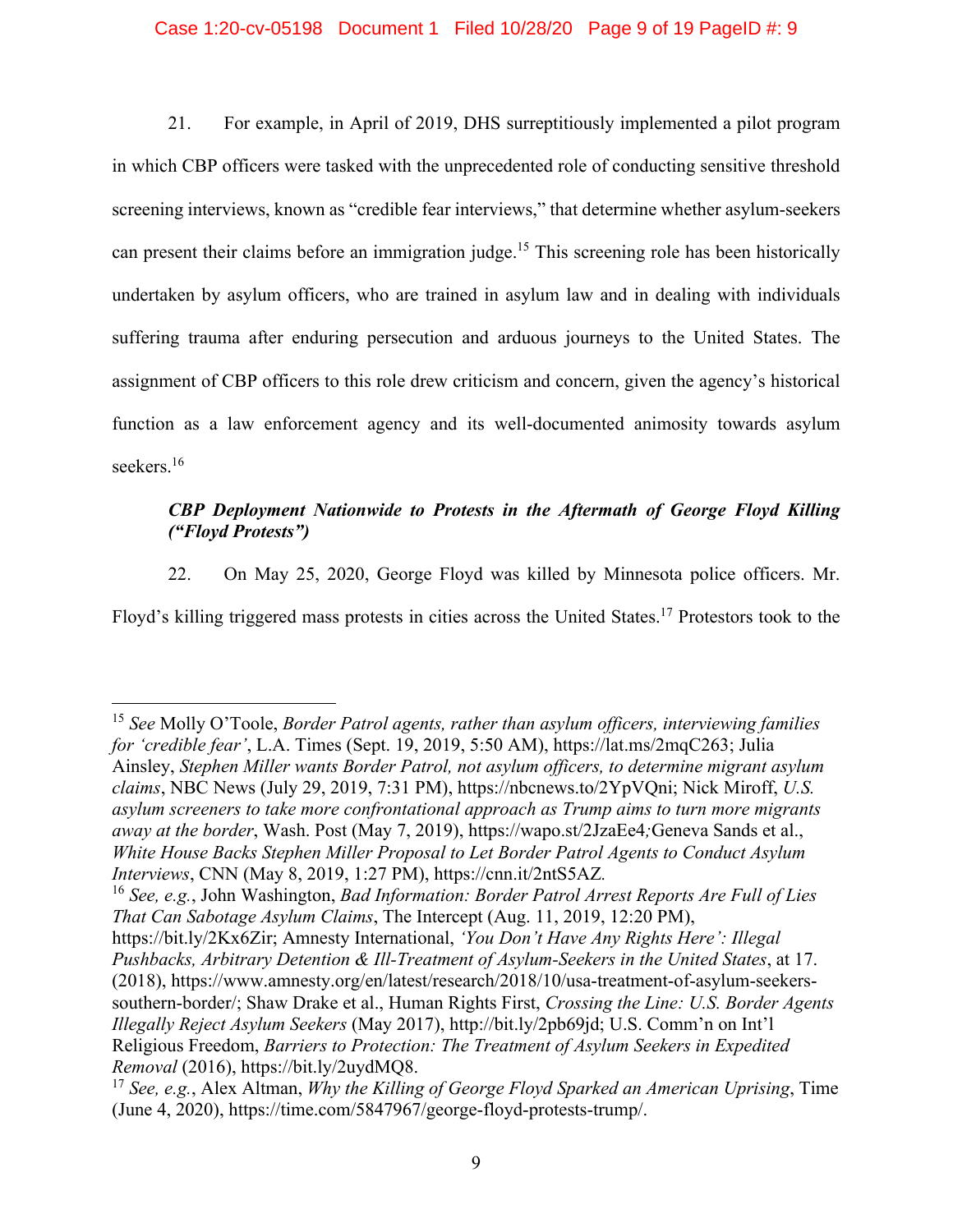21. For example, in April of 2019, DHS surreptitiously implemented a pilot program in which CBP officers were tasked with the unprecedented role of conducting sensitive threshold screening interviews, known as "credible fear interviews," that determine whether asylum-seekers can present their claims before an immigration judge.[15] This screening role has been historically undertaken by asylum officers, who are trained in asylum law and in dealing with individuals suffering trauma after enduring persecution and arduous journeys to the United States. The assignment of CBP officers to this role drew criticism and concern, given the agency's historical function as a law enforcement agency and its well-documented animosity towards asylum seekers.[16]

***CBP Deployment Nationwide to Protests in the Aftermath of George Floyd Killing ("Floyd Protests")***

22. On May 25, 2020, George Floyd was killed by Minnesota police officers. Mr. Floyd's killing triggered mass protests in cities across the United States.[17] Protestors took to the

---

[15] *See* Molly O'Toole, *Border Patrol agents, rather than asylum officers, interviewing families for 'credible fear'*, L.A. Times (Sept. 19, 2019, 5:50 AM), https://lat.ms/2mqC263; Julia Ainsley, *Stephen Miller wants Border Patrol, not asylum officers, to determine migrant asylum claims*, NBC News (July 29, 2019, 7:31 PM), https://nbcnews.to/2YpVQni; Nick Miroff, *U.S. asylum screeners to take more confrontational approach as Trump aims to turn more migrants away at the border*, Wash. Post (May 7, 2019), https://wapo.st/2JzaEe4*;* Geneva Sands et al., *White House Backs Stephen Miller Proposal to Let Border Patrol Agents to Conduct Asylum Interviews*, CNN (May 8, 2019, 1:27 PM), https://cnn.it/2ntS5AZ*.*

[16] *See, e.g.*, John Washington, *Bad Information: Border Patrol Arrest Reports Are Full of Lies That Can Sabotage Asylum Claims*, The Intercept (Aug. 11, 2019, 12:20 PM), https://bit.ly/2Kx6Zir; Amnesty International, *'You Don't Have Any Rights Here': Illegal Pushbacks, Arbitrary Detention & Ill-Treatment of Asylum-Seekers in the United States*, at 17. (2018), https://www.amnesty.org/en/latest/research/2018/10/usa-treatment-of-asylum-seekers-southern-border/; Shaw Drake et al., Human Rights First, *Crossing the Line: U.S. Border Agents Illegally Reject Asylum Seekers* (May 2017), http://bit.ly/2pb69jd; U.S. Comm'n on Int'l Religious Freedom, *Barriers to Protection: The Treatment of Asylum Seekers in Expedited Removal* (2016), https://bit.ly/2uydMQ8.

[17] *See, e.g.*, Alex Altman, *Why the Killing of George Floyd Sparked an American Uprising*, Time (June 4, 2020), https://time.com/5847967/george-floyd-protests-trump/.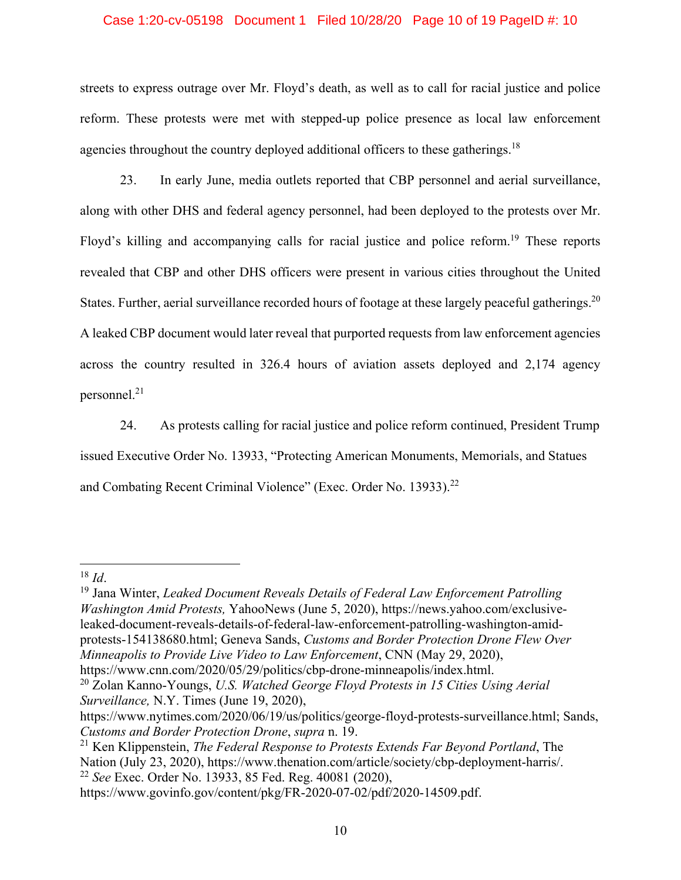streets to express outrage over Mr. Floyd's death, as well as to call for racial justice and police reform. These protests were met with stepped-up police presence as local law enforcement agencies throughout the country deployed additional officers to these gatherings.[18]

23. In early June, media outlets reported that CBP personnel and aerial surveillance, along with other DHS and federal agency personnel, had been deployed to the protests over Mr. Floyd's killing and accompanying calls for racial justice and police reform.[19] These reports revealed that CBP and other DHS officers were present in various cities throughout the United States. Further, aerial surveillance recorded hours of footage at these largely peaceful gatherings.[20] A leaked CBP document would later reveal that purported requests from law enforcement agencies across the country resulted in 326.4 hours of aviation assets deployed and 2,174 agency personnel.[21]

24. As protests calling for racial justice and police reform continued, President Trump issued Executive Order No. 13933, "Protecting American Monuments, Memorials, and Statues and Combating Recent Criminal Violence" (Exec. Order No. 13933).[22]

---

[18] *Id*.

[19] Jana Winter, *Leaked Document Reveals Details of Federal Law Enforcement Patrolling Washington Amid Protests,* YahooNews (June 5, 2020), https://news.yahoo.com/exclusive-leaked-document-reveals-details-of-federal-law-enforcement-patrolling-washington-amid-protests-154138680.html; Geneva Sands, *Customs and Border Protection Drone Flew Over Minneapolis to Provide Live Video to Law Enforcement*, CNN (May 29, 2020), https://www.cnn.com/2020/05/29/politics/cbp-drone-minneapolis/index.html.

[20] Zolan Kanno-Youngs, *U.S. Watched George Floyd Protests in 15 Cities Using Aerial Surveillance,* N.Y. Times (June 19, 2020), https://www.nytimes.com/2020/06/19/us/politics/george-floyd-protests-surveillance.html; Sands, *Customs and Border Protection Drone*, *supra* n. 19.

[21] Ken Klippenstein, *The Federal Response to Protests Extends Far Beyond Portland*, The Nation (July 23, 2020), https://www.thenation.com/article/society/cbp-deployment-harris/.

[22] *See* Exec. Order No. 13933, 85 Fed. Reg. 40081 (2020), https://www.govinfo.gov/content/pkg/FR-2020-07-02/pdf/2020-14509.pdf.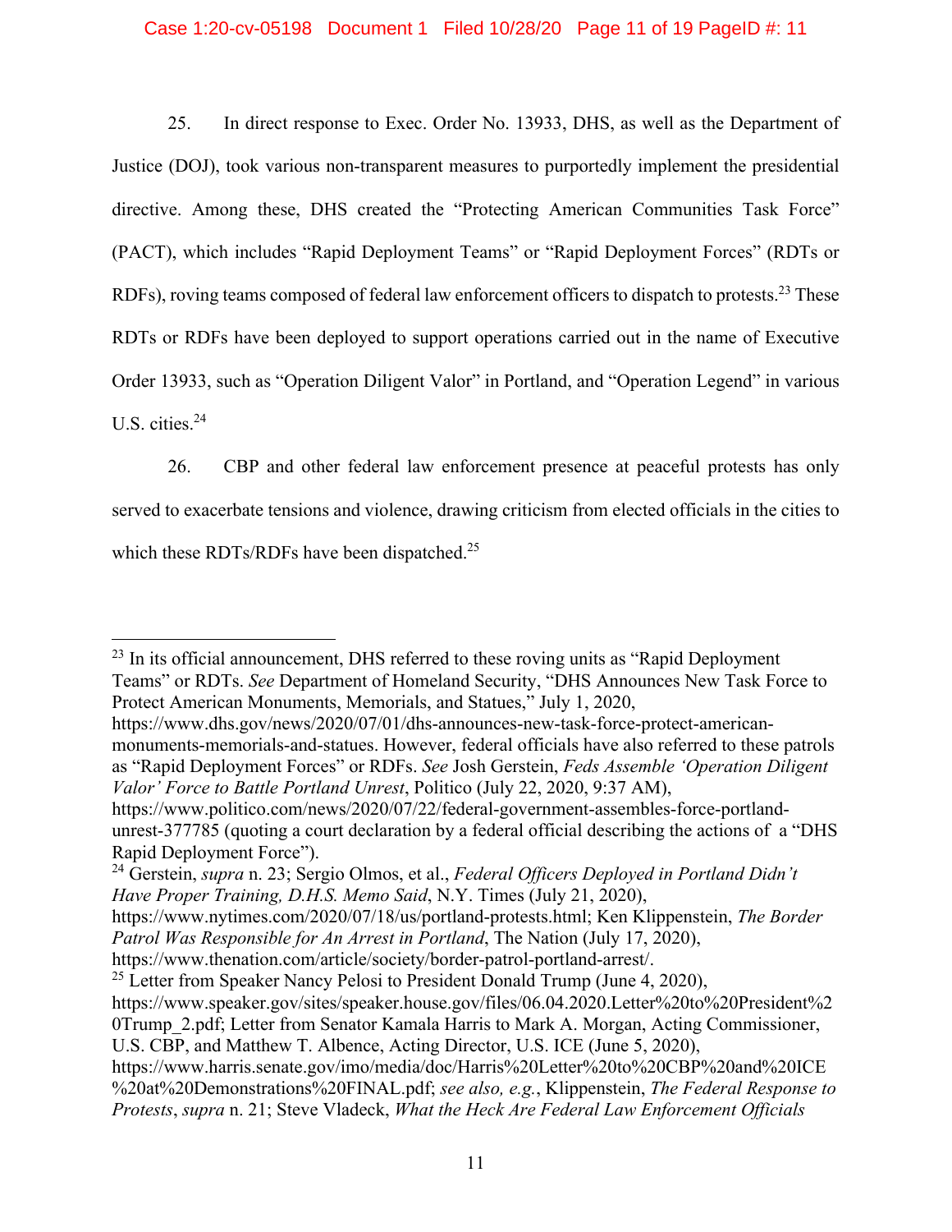25. In direct response to Exec. Order No. 13933, DHS, as well as the Department of Justice (DOJ), took various non-transparent measures to purportedly implement the presidential directive. Among these, DHS created the "Protecting American Communities Task Force" (PACT), which includes "Rapid Deployment Teams" or "Rapid Deployment Forces" (RDTs or RDFs), roving teams composed of federal law enforcement officers to dispatch to protests.[23] These RDTs or RDFs have been deployed to support operations carried out in the name of Executive Order 13933, such as "Operation Diligent Valor" in Portland, and "Operation Legend" in various U.S. cities.[24]

26. CBP and other federal law enforcement presence at peaceful protests has only served to exacerbate tensions and violence, drawing criticism from elected officials in the cities to which these RDTs/RDFs have been dispatched.[25]

---

[23] In its official announcement, DHS referred to these roving units as "Rapid Deployment Teams" or RDTs. *See* Department of Homeland Security, "DHS Announces New Task Force to Protect American Monuments, Memorials, and Statues," July 1, 2020, https://www.dhs.gov/news/2020/07/01/dhs-announces-new-task-force-protect-american-monuments-memorials-and-statues. However, federal officials have also referred to these patrols as "Rapid Deployment Forces" or RDFs. *See* Josh Gerstein, *Feds Assemble 'Operation Diligent Valor' Force to Battle Portland Unrest*, Politico (July 22, 2020, 9:37 AM), https://www.politico.com/news/2020/07/22/federal-government-assembles-force-portland-unrest-377785 (quoting a court declaration by a federal official describing the actions of a "DHS Rapid Deployment Force").

[24] Gerstein, *supra* n. 23; Sergio Olmos, et al., *Federal Officers Deployed in Portland Didn't Have Proper Training, D.H.S. Memo Said*, N.Y. Times (July 21, 2020), https://www.nytimes.com/2020/07/18/us/portland-protests.html; Ken Klippenstein, *The Border Patrol Was Responsible for An Arrest in Portland*, The Nation (July 17, 2020), https://www.thenation.com/article/society/border-patrol-portland-arrest/.

[25] Letter from Speaker Nancy Pelosi to President Donald Trump (June 4, 2020), https://www.speaker.gov/sites/speaker.house.gov/files/06.04.2020.Letter%20to%20President%20Trump_2.pdf; Letter from Senator Kamala Harris to Mark A. Morgan, Acting Commissioner, U.S. CBP, and Matthew T. Albence, Acting Director, U.S. ICE (June 5, 2020), https://www.harris.senate.gov/imo/media/doc/Harris%20Letter%20to%20CBP%20and%20ICE%20at%20Demonstrations%20FINAL.pdf; *see also, e.g.*, Klippenstein, *The Federal Response to Protests*, *supra* n. 21; Steve Vladeck, *What the Heck Are Federal Law Enforcement Officials*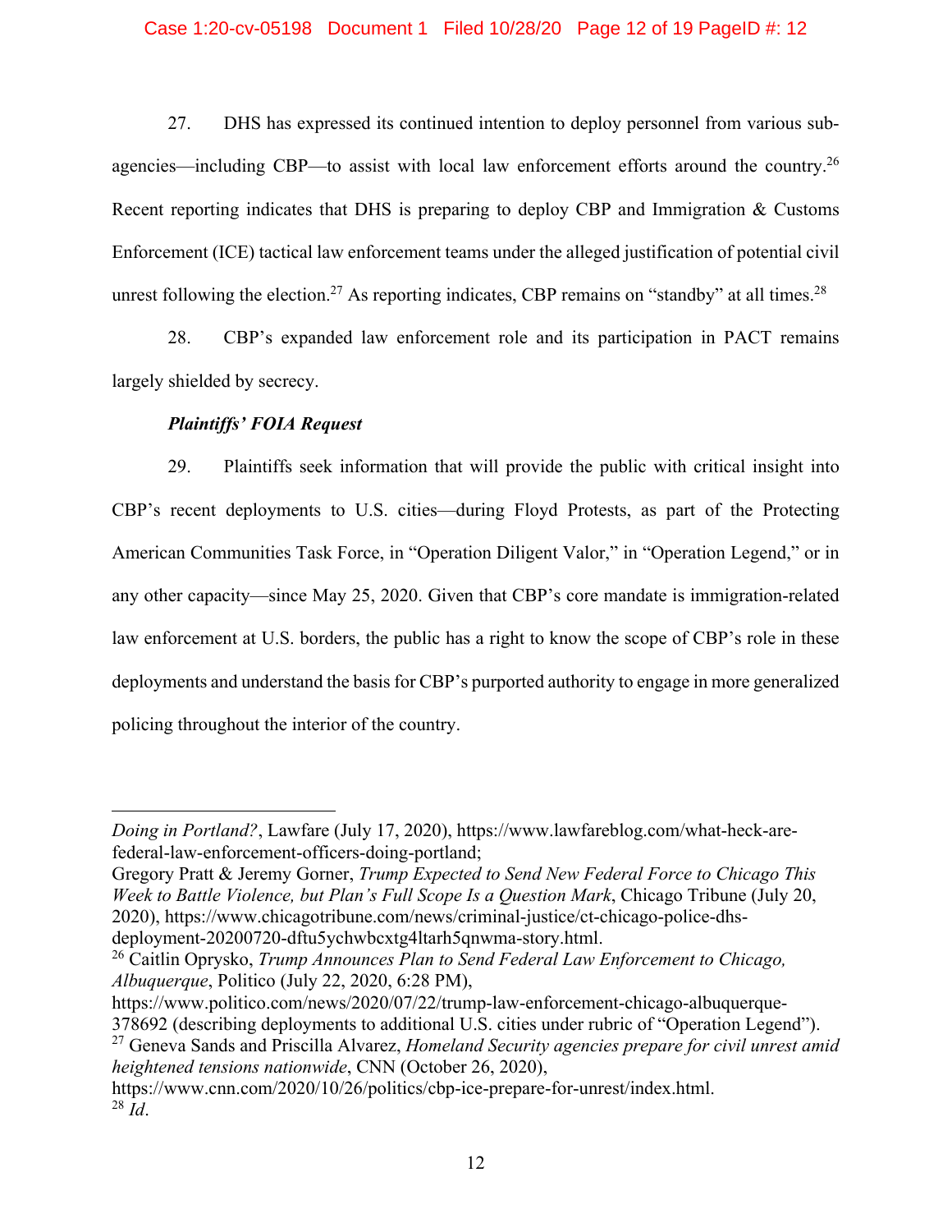27. DHS has expressed its continued intention to deploy personnel from various sub-agencies—including CBP—to assist with local law enforcement efforts around the country.[26] Recent reporting indicates that DHS is preparing to deploy CBP and Immigration & Customs Enforcement (ICE) tactical law enforcement teams under the alleged justification of potential civil unrest following the election.[27] As reporting indicates, CBP remains on "standby" at all times.[28]

28. CBP's expanded law enforcement role and its participation in PACT remains largely shielded by secrecy.

***Plaintiffs' FOIA Request***

29. Plaintiffs seek information that will provide the public with critical insight into CBP's recent deployments to U.S. cities—during Floyd Protests, as part of the Protecting American Communities Task Force, in "Operation Diligent Valor," in "Operation Legend," or in any other capacity—since May 25, 2020. Given that CBP's core mandate is immigration-related law enforcement at U.S. borders, the public has a right to know the scope of CBP's role in these deployments and understand the basis for CBP's purported authority to engage in more generalized policing throughout the interior of the country.

---

*Doing in Portland?*, Lawfare (July 17, 2020), https://www.lawfareblog.com/what-heck-are-federal-law-enforcement-officers-doing-portland;
Gregory Pratt & Jeremy Gorner, *Trump Expected to Send New Federal Force to Chicago This Week to Battle Violence, but Plan's Full Scope Is a Question Mark*, Chicago Tribune (July 20, 2020), https://www.chicagotribune.com/news/criminal-justice/ct-chicago-police-dhs-deployment-20200720-dftu5ychwbcxtg4ltarh5qnwma-story.html.

[26] Caitlin Oprysko, *Trump Announces Plan to Send Federal Law Enforcement to Chicago, Albuquerque*, Politico (July 22, 2020, 6:28 PM), https://www.politico.com/news/2020/07/22/trump-law-enforcement-chicago-albuquerque-378692 (describing deployments to additional U.S. cities under rubric of "Operation Legend").

[27] Geneva Sands and Priscilla Alvarez, *Homeland Security agencies prepare for civil unrest amid heightened tensions nationwide*, CNN (October 26, 2020), https://www.cnn.com/2020/10/26/politics/cbp-ice-prepare-for-unrest/index.html.

[28] *Id*.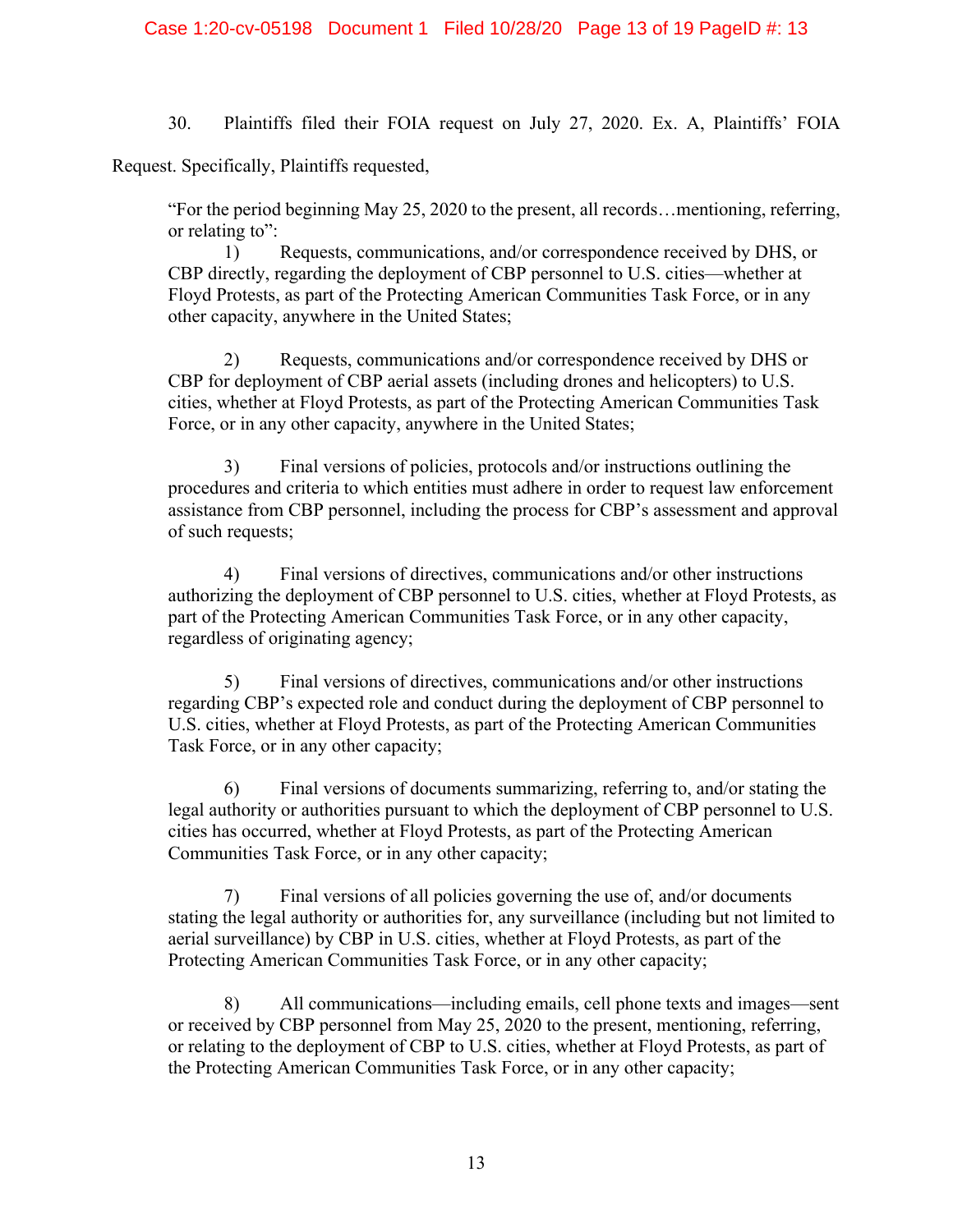30. Plaintiffs filed their FOIA request on July 27, 2020. Ex. A, Plaintiffs' FOIA Request. Specifically, Plaintiffs requested,

> "For the period beginning May 25, 2020 to the present, all records…mentioning, referring, or relating to":
>
> 1) Requests, communications, and/or correspondence received by DHS, or CBP directly, regarding the deployment of CBP personnel to U.S. cities—whether at Floyd Protests, as part of the Protecting American Communities Task Force, or in any other capacity, anywhere in the United States;
>
> 2) Requests, communications and/or correspondence received by DHS or CBP for deployment of CBP aerial assets (including drones and helicopters) to U.S. cities, whether at Floyd Protests, as part of the Protecting American Communities Task Force, or in any other capacity, anywhere in the United States;
>
> 3) Final versions of policies, protocols and/or instructions outlining the procedures and criteria to which entities must adhere in order to request law enforcement assistance from CBP personnel, including the process for CBP's assessment and approval of such requests;
>
> 4) Final versions of directives, communications and/or other instructions authorizing the deployment of CBP personnel to U.S. cities, whether at Floyd Protests, as part of the Protecting American Communities Task Force, or in any other capacity, regardless of originating agency;
>
> 5) Final versions of directives, communications and/or other instructions regarding CBP's expected role and conduct during the deployment of CBP personnel to U.S. cities, whether at Floyd Protests, as part of the Protecting American Communities Task Force, or in any other capacity;
>
> 6) Final versions of documents summarizing, referring to, and/or stating the legal authority or authorities pursuant to which the deployment of CBP personnel to U.S. cities has occurred, whether at Floyd Protests, as part of the Protecting American Communities Task Force, or in any other capacity;
>
> 7) Final versions of all policies governing the use of, and/or documents stating the legal authority or authorities for, any surveillance (including but not limited to aerial surveillance) by CBP in U.S. cities, whether at Floyd Protests, as part of the Protecting American Communities Task Force, or in any other capacity;
>
> 8) All communications—including emails, cell phone texts and images—sent or received by CBP personnel from May 25, 2020 to the present, mentioning, referring, or relating to the deployment of CBP to U.S. cities, whether at Floyd Protests, as part of the Protecting American Communities Task Force, or in any other capacity;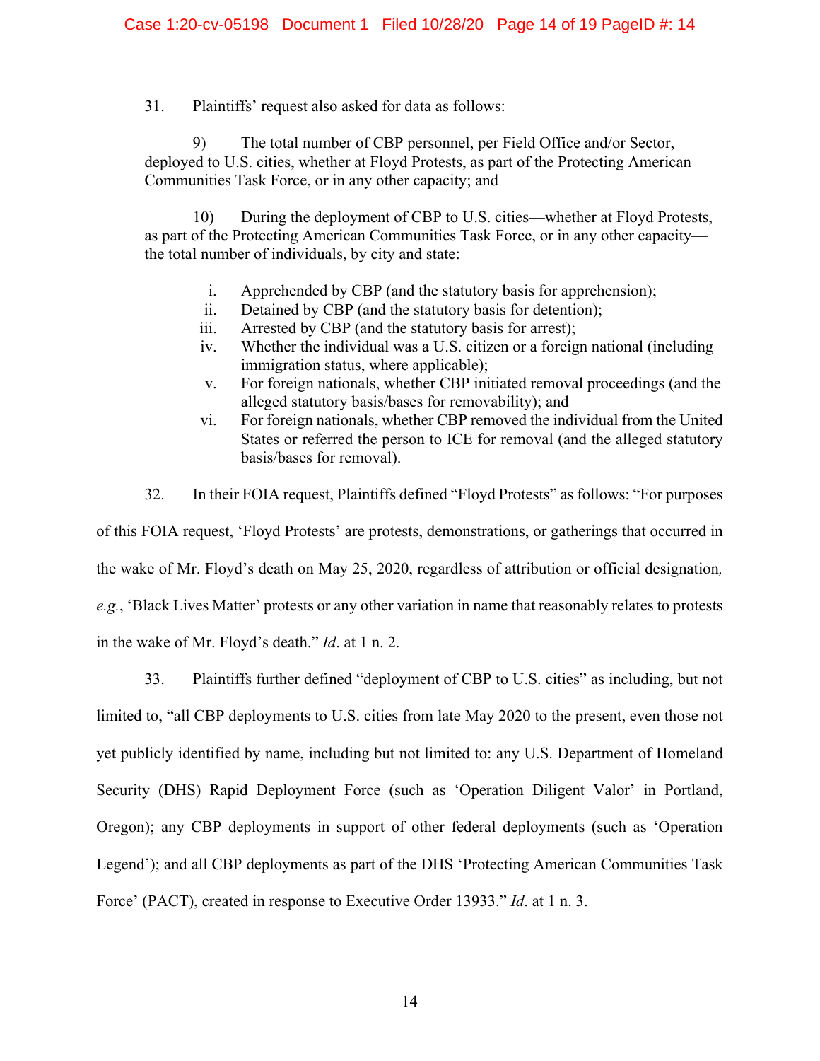31. Plaintiffs' request also asked for data as follows:

> 9) The total number of CBP personnel, per Field Office and/or Sector, deployed to U.S. cities, whether at Floyd Protests, as part of the Protecting American Communities Task Force, or in any other capacity; and
>
> 10) During the deployment of CBP to U.S. cities—whether at Floyd Protests, as part of the Protecting American Communities Task Force, or in any other capacity—the total number of individuals, by city and state:
>
> i. Apprehended by CBP (and the statutory basis for apprehension);
> ii. Detained by CBP (and the statutory basis for detention);
> iii. Arrested by CBP (and the statutory basis for arrest);
> iv. Whether the individual was a U.S. citizen or a foreign national (including immigration status, where applicable);
> v. For foreign nationals, whether CBP initiated removal proceedings (and the alleged statutory basis/bases for removability); and
> vi. For foreign nationals, whether CBP removed the individual from the United States or referred the person to ICE for removal (and the alleged statutory basis/bases for removal).

32. In their FOIA request, Plaintiffs defined "Floyd Protests" as follows: "For purposes of this FOIA request, 'Floyd Protests' are protests, demonstrations, or gatherings that occurred in the wake of Mr. Floyd's death on May 25, 2020, regardless of attribution or official designation, *e.g.*, 'Black Lives Matter' protests or any other variation in name that reasonably relates to protests in the wake of Mr. Floyd's death." *Id*. at 1 n. 2.

33. Plaintiffs further defined "deployment of CBP to U.S. cities" as including, but not limited to, "all CBP deployments to U.S. cities from late May 2020 to the present, even those not yet publicly identified by name, including but not limited to: any U.S. Department of Homeland Security (DHS) Rapid Deployment Force (such as 'Operation Diligent Valor' in Portland, Oregon); any CBP deployments in support of other federal deployments (such as 'Operation Legend'); and all CBP deployments as part of the DHS 'Protecting American Communities Task Force' (PACT), created in response to Executive Order 13933." *Id*. at 1 n. 3.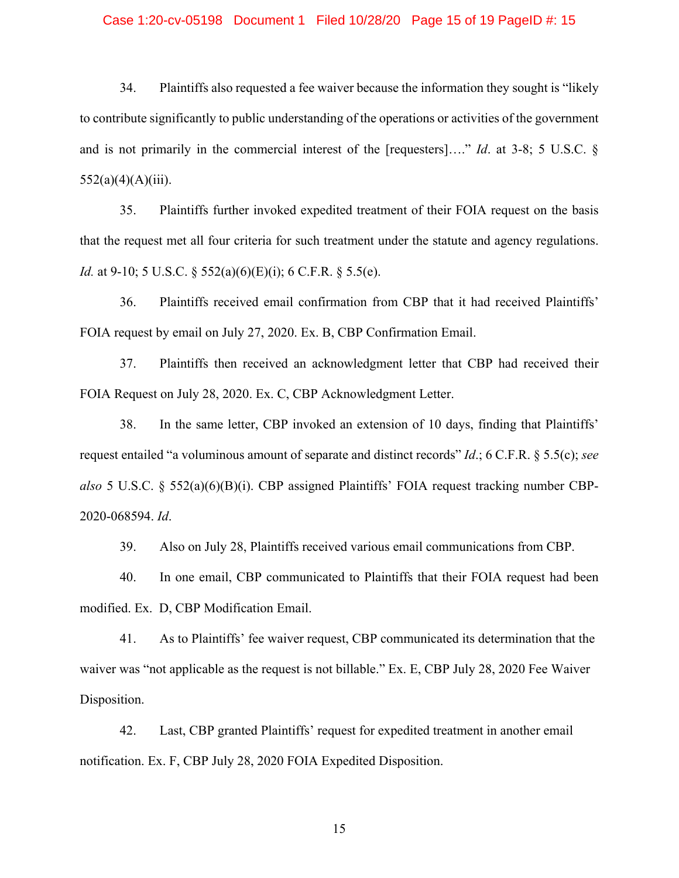34. Plaintiffs also requested a fee waiver because the information they sought is "likely to contribute significantly to public understanding of the operations or activities of the government and is not primarily in the commercial interest of the [requesters]…." *Id*. at 3-8; 5 U.S.C. § 552(a)(4)(A)(iii).

35. Plaintiffs further invoked expedited treatment of their FOIA request on the basis that the request met all four criteria for such treatment under the statute and agency regulations. *Id.* at 9-10; 5 U.S.C. § 552(a)(6)(E)(i); 6 C.F.R. § 5.5(e).

36. Plaintiffs received email confirmation from CBP that it had received Plaintiffs' FOIA request by email on July 27, 2020. Ex. B, CBP Confirmation Email.

37. Plaintiffs then received an acknowledgment letter that CBP had received their FOIA Request on July 28, 2020. Ex. C, CBP Acknowledgment Letter.

38. In the same letter, CBP invoked an extension of 10 days, finding that Plaintiffs' request entailed "a voluminous amount of separate and distinct records" *Id*.; 6 C.F.R. § 5.5(c); *see also* 5 U.S.C. § 552(a)(6)(B)(i). CBP assigned Plaintiffs' FOIA request tracking number CBP-2020-068594. *Id*.

39. Also on July 28, Plaintiffs received various email communications from CBP.

40. In one email, CBP communicated to Plaintiffs that their FOIA request had been modified. Ex. D, CBP Modification Email.

41. As to Plaintiffs' fee waiver request, CBP communicated its determination that the waiver was "not applicable as the request is not billable." Ex. E, CBP July 28, 2020 Fee Waiver Disposition.

42. Last, CBP granted Plaintiffs' request for expedited treatment in another email notification. Ex. F, CBP July 28, 2020 FOIA Expedited Disposition.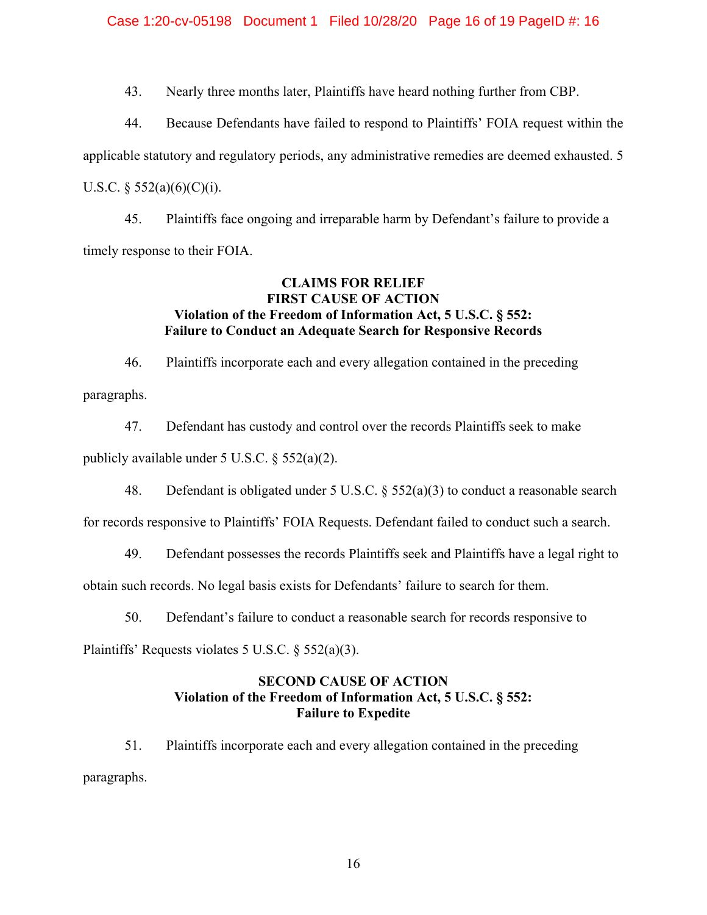43. Nearly three months later, Plaintiffs have heard nothing further from CBP.

44. Because Defendants have failed to respond to Plaintiffs' FOIA request within the applicable statutory and regulatory periods, any administrative remedies are deemed exhausted. 5 U.S.C. § 552(a)(6)(C)(i).

45. Plaintiffs face ongoing and irreparable harm by Defendant's failure to provide a timely response to their FOIA.

## CLAIMS FOR RELIEF

### FIRST CAUSE OF ACTION

### Violation of the Freedom of Information Act, 5 U.S.C. § 552: Failure to Conduct an Adequate Search for Responsive Records

46. Plaintiffs incorporate each and every allegation contained in the preceding paragraphs.

47. Defendant has custody and control over the records Plaintiffs seek to make publicly available under 5 U.S.C. § 552(a)(2).

48. Defendant is obligated under 5 U.S.C. § 552(a)(3) to conduct a reasonable search for records responsive to Plaintiffs' FOIA Requests. Defendant failed to conduct such a search.

49. Defendant possesses the records Plaintiffs seek and Plaintiffs have a legal right to obtain such records. No legal basis exists for Defendants' failure to search for them.

50. Defendant's failure to conduct a reasonable search for records responsive to Plaintiffs' Requests violates 5 U.S.C. § 552(a)(3).

### SECOND CAUSE OF ACTION

### Violation of the Freedom of Information Act, 5 U.S.C. § 552: Failure to Expedite

51. Plaintiffs incorporate each and every allegation contained in the preceding paragraphs.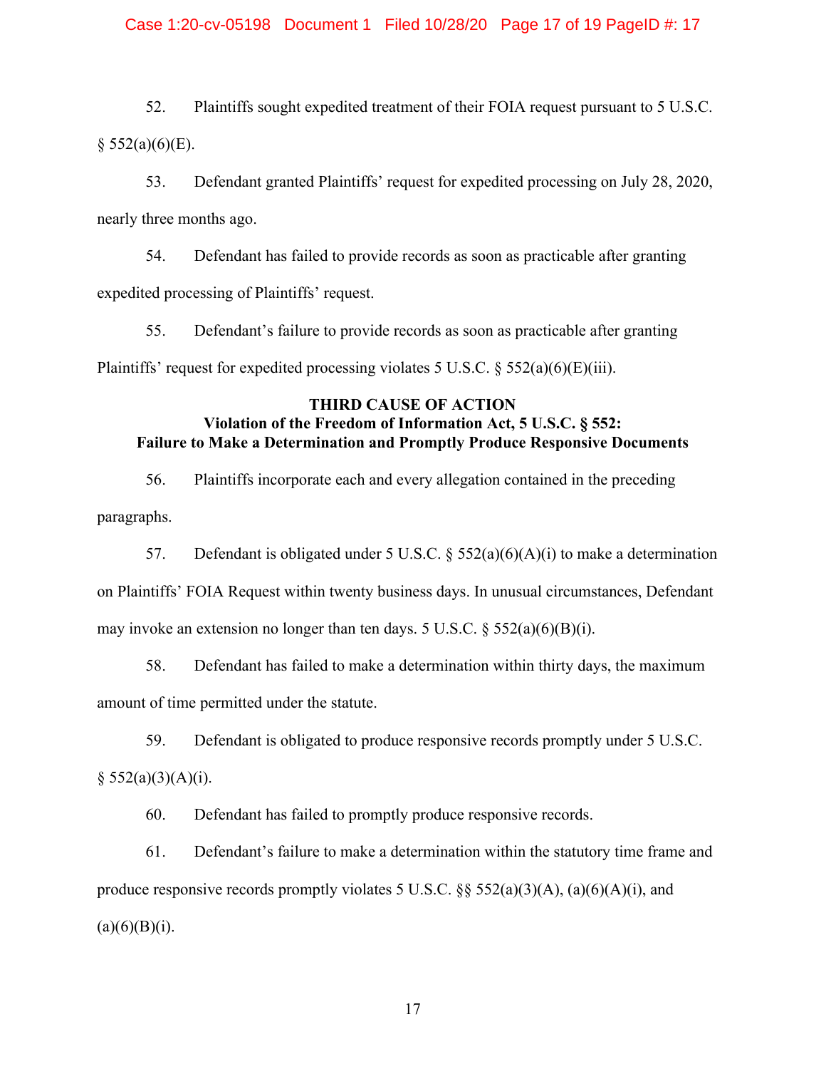52. Plaintiffs sought expedited treatment of their FOIA request pursuant to 5 U.S.C. § 552(a)(6)(E).

53. Defendant granted Plaintiffs' request for expedited processing on July 28, 2020, nearly three months ago.

54. Defendant has failed to provide records as soon as practicable after granting expedited processing of Plaintiffs' request.

55. Defendant's failure to provide records as soon as practicable after granting Plaintiffs' request for expedited processing violates 5 U.S.C. § 552(a)(6)(E)(iii).

## THIRD CAUSE OF ACTION
### Violation of the Freedom of Information Act, 5 U.S.C. § 552: Failure to Make a Determination and Promptly Produce Responsive Documents

56. Plaintiffs incorporate each and every allegation contained in the preceding paragraphs.

57. Defendant is obligated under 5 U.S.C. § 552(a)(6)(A)(i) to make a determination on Plaintiffs' FOIA Request within twenty business days. In unusual circumstances, Defendant may invoke an extension no longer than ten days. 5 U.S.C. § 552(a)(6)(B)(i).

58. Defendant has failed to make a determination within thirty days, the maximum amount of time permitted under the statute.

59. Defendant is obligated to produce responsive records promptly under 5 U.S.C. § 552(a)(3)(A)(i).

60. Defendant has failed to promptly produce responsive records.

61. Defendant's failure to make a determination within the statutory time frame and produce responsive records promptly violates 5 U.S.C. §§ 552(a)(3)(A), (a)(6)(A)(i), and (a)(6)(B)(i).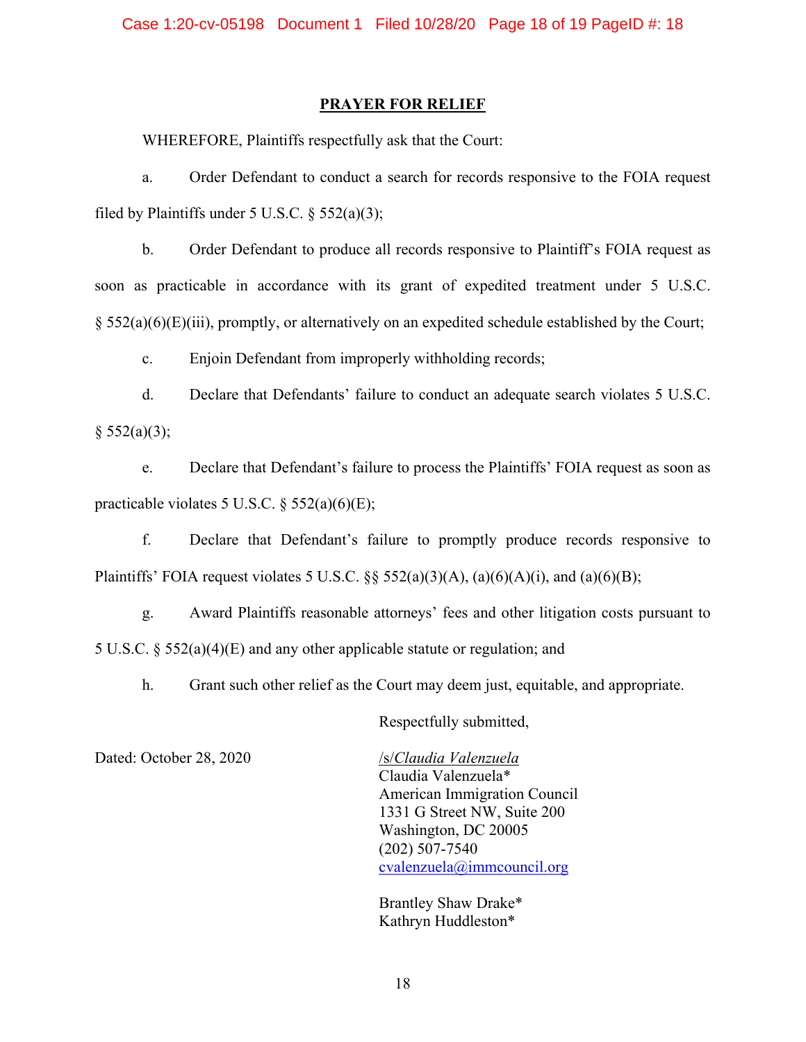## PRAYER FOR RELIEF

WHEREFORE, Plaintiffs respectfully ask that the Court:

a. Order Defendant to conduct a search for records responsive to the FOIA request filed by Plaintiffs under 5 U.S.C. § 552(a)(3);

b. Order Defendant to produce all records responsive to Plaintiff's FOIA request as soon as practicable in accordance with its grant of expedited treatment under 5 U.S.C. § 552(a)(6)(E)(iii), promptly, or alternatively on an expedited schedule established by the Court;

c. Enjoin Defendant from improperly withholding records;

d. Declare that Defendants' failure to conduct an adequate search violates 5 U.S.C. § 552(a)(3);

e. Declare that Defendant's failure to process the Plaintiffs' FOIA request as soon as practicable violates 5 U.S.C. § 552(a)(6)(E);

f. Declare that Defendant's failure to promptly produce records responsive to Plaintiffs' FOIA request violates 5 U.S.C. §§ 552(a)(3)(A), (a)(6)(A)(i), and (a)(6)(B);

g. Award Plaintiffs reasonable attorneys' fees and other litigation costs pursuant to 5 U.S.C. § 552(a)(4)(E) and any other applicable statute or regulation; and

h. Grant such other relief as the Court may deem just, equitable, and appropriate.

Respectfully submitted,

Dated: October 28, 2020

/s/*Claudia Valenzuela*
Claudia Valenzuela*
American Immigration Council
1331 G Street NW, Suite 200
Washington, DC 20005
(202) 507-7540
cvalenzuela@immcouncil.org

Brantley Shaw Drake*
Kathryn Huddleston*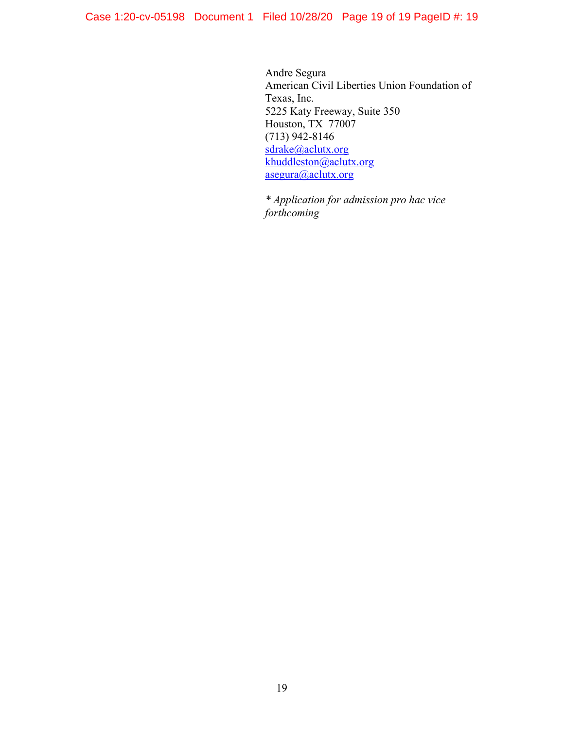Andre Segura
American Civil Liberties Union Foundation of Texas, Inc.
5225 Katy Freeway, Suite 350
Houston, TX  77007
(713) 942-8146
sdrake@aclutx.org
khuddleston@aclutx.org
asegura@aclutx.org

*\* Application for admission pro hac vice forthcoming*